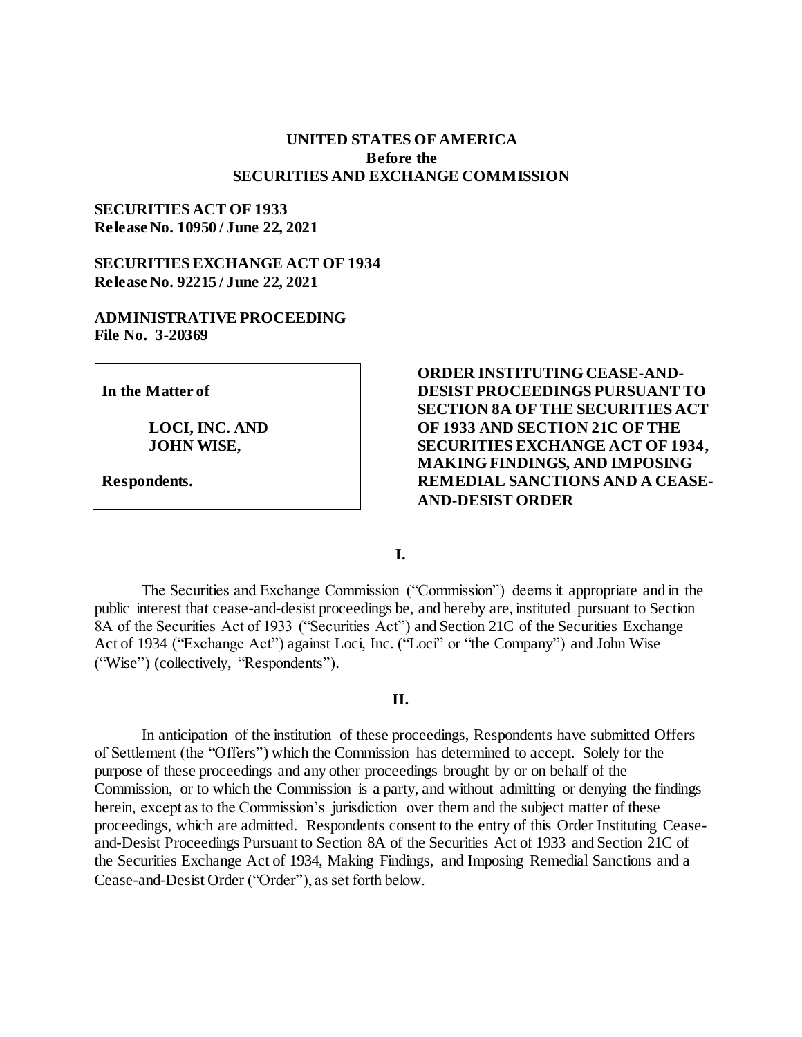**UNITED STATES OF AMERICA**
**Before the**
**SECURITIES AND EXCHANGE COMMISSION**

**SECURITIES ACT OF 1933**
**Release No. 10950 / June 22, 2021**

**SECURITIES EXCHANGE ACT OF 1934**
**Release No. 92215 / June 22, 2021**

**ADMINISTRATIVE PROCEEDING**
**File No. 3-20369**

| | |
|---|---|
| **In the Matter of**<br><br>**LOCI, INC. AND JOHN WISE,**<br><br>**Respondents.** | **ORDER INSTITUTING CEASE-AND-DESIST PROCEEDINGS PURSUANT TO SECTION 8A OF THE SECURITIES ACT OF 1933 AND SECTION 21C OF THE SECURITIES EXCHANGE ACT OF 1934, MAKING FINDINGS, AND IMPOSING REMEDIAL SANCTIONS AND A CEASE-AND-DESIST ORDER** |

## I.

The Securities and Exchange Commission ("Commission") deems it appropriate and in the public interest that cease-and-desist proceedings be, and hereby are, instituted pursuant to Section 8A of the Securities Act of 1933 ("Securities Act") and Section 21C of the Securities Exchange Act of 1934 ("Exchange Act") against Loci, Inc. ("Loci" or "the Company") and John Wise ("Wise") (collectively, "Respondents").

## II.

In anticipation of the institution of these proceedings, Respondents have submitted Offers of Settlement (the "Offers") which the Commission has determined to accept. Solely for the purpose of these proceedings and any other proceedings brought by or on behalf of the Commission, or to which the Commission is a party, and without admitting or denying the findings herein, except as to the Commission's jurisdiction over them and the subject matter of these proceedings, which are admitted. Respondents consent to the entry of this Order Instituting Cease-and-Desist Proceedings Pursuant to Section 8A of the Securities Act of 1933 and Section 21C of the Securities Exchange Act of 1934, Making Findings, and Imposing Remedial Sanctions and a Cease-and-Desist Order ("Order"), as set forth below.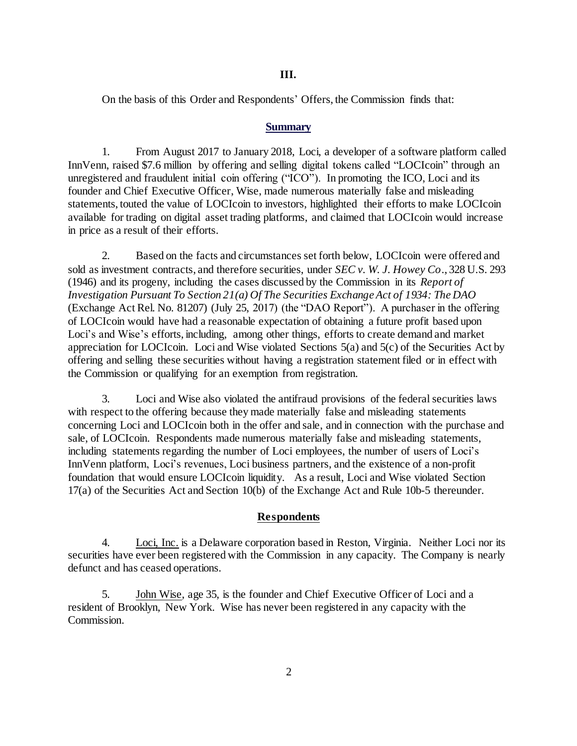## III.

On the basis of this Order and Respondents' Offers, the Commission finds that:

### Summary

1. From August 2017 to January 2018, Loci, a developer of a software platform called InnVenn, raised $7.6 million by offering and selling digital tokens called "LOCIcoin" through an unregistered and fraudulent initial coin offering ("ICO"). In promoting the ICO, Loci and its founder and Chief Executive Officer, Wise, made numerous materially false and misleading statements, touted the value of LOCIcoin to investors, highlighted their efforts to make LOCIcoin available for trading on digital asset trading platforms, and claimed that LOCIcoin would increase in price as a result of their efforts.

2. Based on the facts and circumstances set forth below, LOCIcoin were offered and sold as investment contracts, and therefore securities, under *SEC v. W. J. Howey Co*., 328 U.S. 293 (1946) and its progeny, including the cases discussed by the Commission in its *Report of Investigation Pursuant To Section 21(a) Of The Securities Exchange Act of 1934: The DAO* (Exchange Act Rel. No. 81207) (July 25, 2017) (the "DAO Report"). A purchaser in the offering of LOCIcoin would have had a reasonable expectation of obtaining a future profit based upon Loci's and Wise's efforts, including, among other things, efforts to create demand and market appreciation for LOCIcoin. Loci and Wise violated Sections 5(a) and 5(c) of the Securities Act by offering and selling these securities without having a registration statement filed or in effect with the Commission or qualifying for an exemption from registration.

3. Loci and Wise also violated the antifraud provisions of the federal securities laws with respect to the offering because they made materially false and misleading statements concerning Loci and LOCIcoin both in the offer and sale, and in connection with the purchase and sale, of LOCIcoin. Respondents made numerous materially false and misleading statements, including statements regarding the number of Loci employees, the number of users of Loci's InnVenn platform, Loci's revenues, Loci business partners, and the existence of a non-profit foundation that would ensure LOCIcoin liquidity. As a result, Loci and Wise violated Section 17(a) of the Securities Act and Section 10(b) of the Exchange Act and Rule 10b-5 thereunder.

### Respondents

4. Loci, Inc. is a Delaware corporation based in Reston, Virginia. Neither Loci nor its securities have ever been registered with the Commission in any capacity. The Company is nearly defunct and has ceased operations.

5. John Wise, age 35, is the founder and Chief Executive Officer of Loci and a resident of Brooklyn, New York. Wise has never been registered in any capacity with the Commission.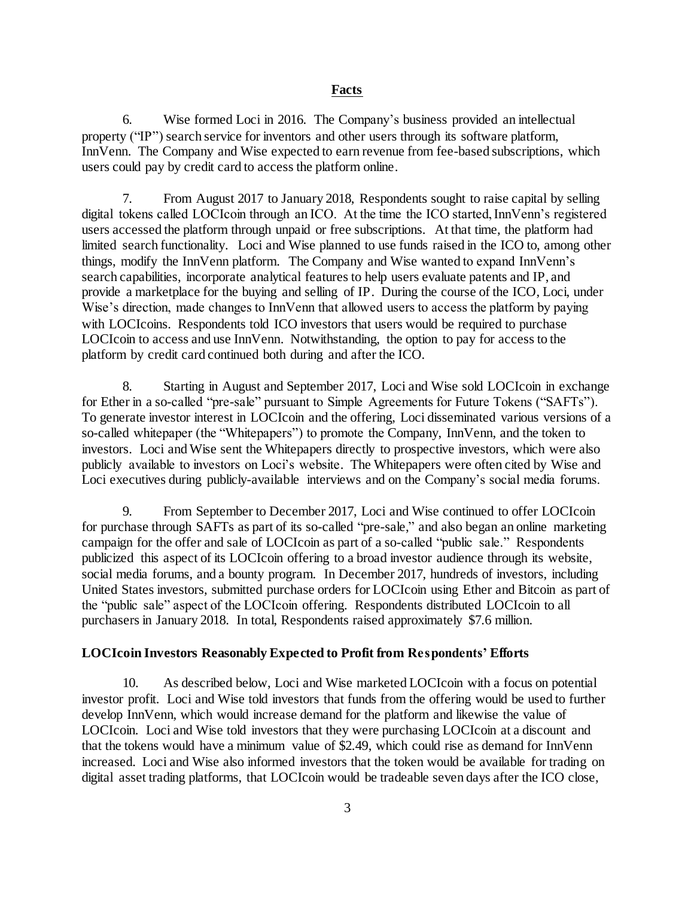## Facts

6. Wise formed Loci in 2016. The Company's business provided an intellectual property ("IP") search service for inventors and other users through its software platform, InnVenn. The Company and Wise expected to earn revenue from fee-based subscriptions, which users could pay by credit card to access the platform online.

7. From August 2017 to January 2018, Respondents sought to raise capital by selling digital tokens called LOCIcoin through an ICO. At the time the ICO started, InnVenn's registered users accessed the platform through unpaid or free subscriptions. At that time, the platform had limited search functionality. Loci and Wise planned to use funds raised in the ICO to, among other things, modify the InnVenn platform. The Company and Wise wanted to expand InnVenn's search capabilities, incorporate analytical features to help users evaluate patents and IP, and provide a marketplace for the buying and selling of IP. During the course of the ICO, Loci, under Wise's direction, made changes to InnVenn that allowed users to access the platform by paying with LOCIcoins. Respondents told ICO investors that users would be required to purchase LOCIcoin to access and use InnVenn. Notwithstanding, the option to pay for access to the platform by credit card continued both during and after the ICO.

8. Starting in August and September 2017, Loci and Wise sold LOCIcoin in exchange for Ether in a so-called "pre-sale" pursuant to Simple Agreements for Future Tokens ("SAFTs"). To generate investor interest in LOCIcoin and the offering, Loci disseminated various versions of a so-called whitepaper (the "Whitepapers") to promote the Company, InnVenn, and the token to investors. Loci and Wise sent the Whitepapers directly to prospective investors, which were also publicly available to investors on Loci's website. The Whitepapers were often cited by Wise and Loci executives during publicly-available interviews and on the Company's social media forums.

9. From September to December 2017, Loci and Wise continued to offer LOCIcoin for purchase through SAFTs as part of its so-called "pre-sale," and also began an online marketing campaign for the offer and sale of LOCIcoin as part of a so-called "public sale." Respondents publicized this aspect of its LOCIcoin offering to a broad investor audience through its website, social media forums, and a bounty program. In December 2017, hundreds of investors, including United States investors, submitted purchase orders for LOCIcoin using Ether and Bitcoin as part of the "public sale" aspect of the LOCIcoin offering. Respondents distributed LOCIcoin to all purchasers in January 2018. In total, Respondents raised approximately $7.6 million.

### LOCIcoin Investors Reasonably Expected to Profit from Respondents' Efforts

10. As described below, Loci and Wise marketed LOCIcoin with a focus on potential investor profit. Loci and Wise told investors that funds from the offering would be used to further develop InnVenn, which would increase demand for the platform and likewise the value of LOCIcoin. Loci and Wise told investors that they were purchasing LOCIcoin at a discount and that the tokens would have a minimum value of $2.49, which could rise as demand for InnVenn increased. Loci and Wise also informed investors that the token would be available for trading on digital asset trading platforms, that LOCIcoin would be tradeable seven days after the ICO close,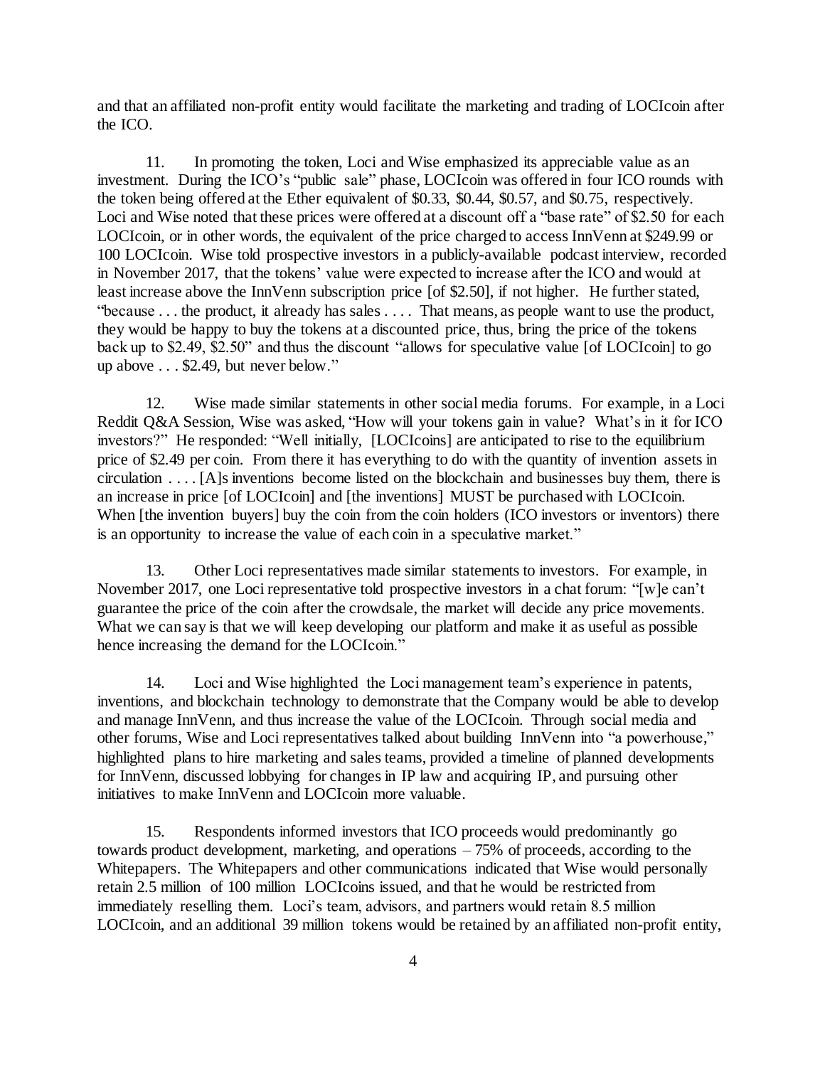and that an affiliated non-profit entity would facilitate the marketing and trading of LOCIcoin after the ICO.

11. In promoting the token, Loci and Wise emphasized its appreciable value as an investment. During the ICO's "public sale" phase, LOCIcoin was offered in four ICO rounds with the token being offered at the Ether equivalent of $0.33, $0.44, $0.57, and $0.75, respectively. Loci and Wise noted that these prices were offered at a discount off a "base rate" of $2.50 for each LOCIcoin, or in other words, the equivalent of the price charged to access InnVenn at $249.99 or 100 LOCIcoin. Wise told prospective investors in a publicly-available podcast interview, recorded in November 2017, that the tokens' value were expected to increase after the ICO and would at least increase above the InnVenn subscription price [of $2.50], if not higher. He further stated, "because . . . the product, it already has sales . . . . That means, as people want to use the product, they would be happy to buy the tokens at a discounted price, thus, bring the price of the tokens back up to $2.49, $2.50" and thus the discount "allows for speculative value [of LOCIcoin] to go up above . . . $2.49, but never below."

12. Wise made similar statements in other social media forums. For example, in a Loci Reddit Q&A Session, Wise was asked, "How will your tokens gain in value? What's in it for ICO investors?" He responded: "Well initially, [LOCIcoins] are anticipated to rise to the equilibrium price of $2.49 per coin. From there it has everything to do with the quantity of invention assets in circulation . . . . [A]s inventions become listed on the blockchain and businesses buy them, there is an increase in price [of LOCIcoin] and [the inventions] MUST be purchased with LOCIcoin. When [the invention buyers] buy the coin from the coin holders (ICO investors or inventors) there is an opportunity to increase the value of each coin in a speculative market."

13. Other Loci representatives made similar statements to investors. For example, in November 2017, one Loci representative told prospective investors in a chat forum: "[w]e can't guarantee the price of the coin after the crowdsale, the market will decide any price movements. What we can say is that we will keep developing our platform and make it as useful as possible hence increasing the demand for the LOCIcoin."

14. Loci and Wise highlighted the Loci management team's experience in patents, inventions, and blockchain technology to demonstrate that the Company would be able to develop and manage InnVenn, and thus increase the value of the LOCIcoin. Through social media and other forums, Wise and Loci representatives talked about building InnVenn into "a powerhouse," highlighted plans to hire marketing and sales teams, provided a timeline of planned developments for InnVenn, discussed lobbying for changes in IP law and acquiring IP, and pursuing other initiatives to make InnVenn and LOCIcoin more valuable.

15. Respondents informed investors that ICO proceeds would predominantly go towards product development, marketing, and operations – 75% of proceeds, according to the Whitepapers. The Whitepapers and other communications indicated that Wise would personally retain 2.5 million of 100 million LOCIcoins issued, and that he would be restricted from immediately reselling them. Loci's team, advisors, and partners would retain 8.5 million LOCIcoin, and an additional 39 million tokens would be retained by an affiliated non-profit entity,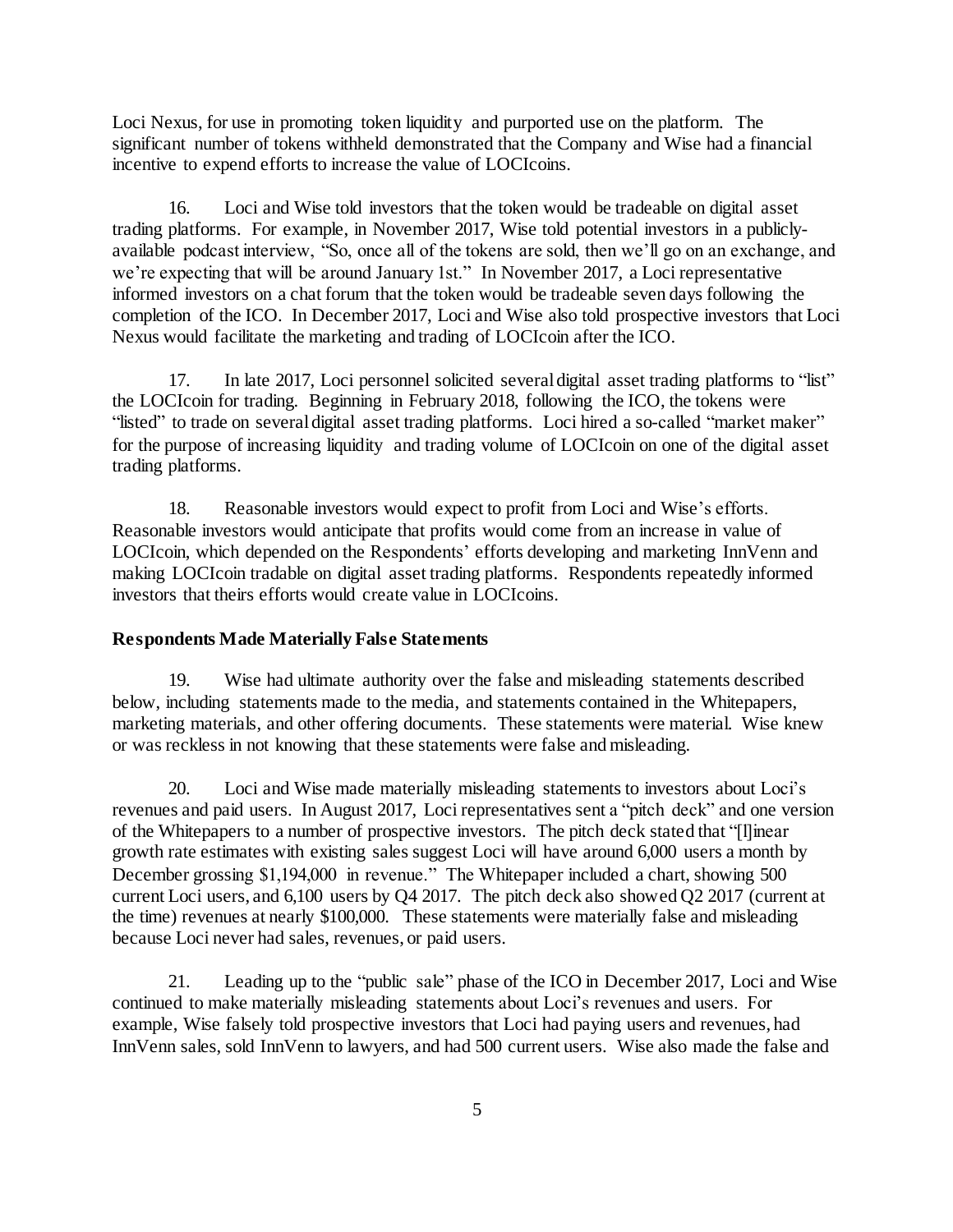Loci Nexus, for use in promoting token liquidity and purported use on the platform. The significant number of tokens withheld demonstrated that the Company and Wise had a financial incentive to expend efforts to increase the value of LOCIcoins.

16. Loci and Wise told investors that the token would be tradeable on digital asset trading platforms. For example, in November 2017, Wise told potential investors in a publicly-available podcast interview, "So, once all of the tokens are sold, then we'll go on an exchange, and we're expecting that will be around January 1st." In November 2017, a Loci representative informed investors on a chat forum that the token would be tradeable seven days following the completion of the ICO. In December 2017, Loci and Wise also told prospective investors that Loci Nexus would facilitate the marketing and trading of LOCIcoin after the ICO.

17. In late 2017, Loci personnel solicited several digital asset trading platforms to "list" the LOCIcoin for trading. Beginning in February 2018, following the ICO, the tokens were "listed" to trade on several digital asset trading platforms. Loci hired a so-called "market maker" for the purpose of increasing liquidity and trading volume of LOCIcoin on one of the digital asset trading platforms.

18. Reasonable investors would expect to profit from Loci and Wise's efforts. Reasonable investors would anticipate that profits would come from an increase in value of LOCIcoin, which depended on the Respondents' efforts developing and marketing InnVenn and making LOCIcoin tradable on digital asset trading platforms. Respondents repeatedly informed investors that theirs efforts would create value in LOCIcoins.

**Respondents Made Materially False Statements**

19. Wise had ultimate authority over the false and misleading statements described below, including statements made to the media, and statements contained in the Whitepapers, marketing materials, and other offering documents. These statements were material. Wise knew or was reckless in not knowing that these statements were false and misleading.

20. Loci and Wise made materially misleading statements to investors about Loci's revenues and paid users. In August 2017, Loci representatives sent a "pitch deck" and one version of the Whitepapers to a number of prospective investors. The pitch deck stated that "[l]inear growth rate estimates with existing sales suggest Loci will have around 6,000 users a month by December grossing $1,194,000 in revenue." The Whitepaper included a chart, showing 500 current Loci users, and 6,100 users by Q4 2017. The pitch deck also showed Q2 2017 (current at the time) revenues at nearly $100,000. These statements were materially false and misleading because Loci never had sales, revenues, or paid users.

21. Leading up to the "public sale" phase of the ICO in December 2017, Loci and Wise continued to make materially misleading statements about Loci's revenues and users. For example, Wise falsely told prospective investors that Loci had paying users and revenues, had InnVenn sales, sold InnVenn to lawyers, and had 500 current users. Wise also made the false and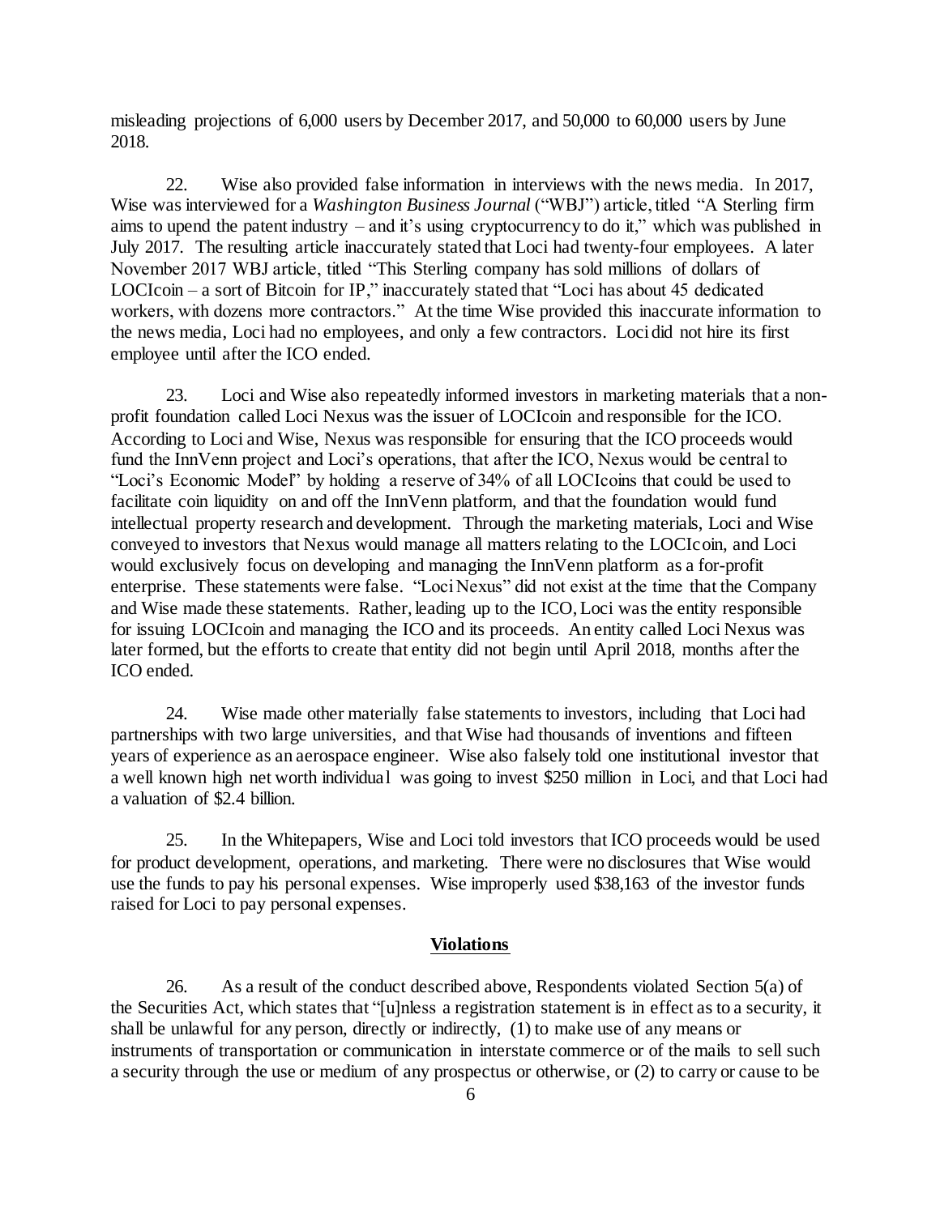misleading projections of 6,000 users by December 2017, and 50,000 to 60,000 users by June 2018.

22. Wise also provided false information in interviews with the news media. In 2017, Wise was interviewed for a *Washington Business Journal* ("WBJ") article, titled "A Sterling firm aims to upend the patent industry – and it's using cryptocurrency to do it," which was published in July 2017. The resulting article inaccurately stated that Loci had twenty-four employees. A later November 2017 WBJ article, titled "This Sterling company has sold millions of dollars of LOCIcoin – a sort of Bitcoin for IP," inaccurately stated that "Loci has about 45 dedicated workers, with dozens more contractors." At the time Wise provided this inaccurate information to the news media, Loci had no employees, and only a few contractors. Loci did not hire its first employee until after the ICO ended.

23. Loci and Wise also repeatedly informed investors in marketing materials that a non-profit foundation called Loci Nexus was the issuer of LOCIcoin and responsible for the ICO. According to Loci and Wise, Nexus was responsible for ensuring that the ICO proceeds would fund the InnVenn project and Loci's operations, that after the ICO, Nexus would be central to "Loci's Economic Model" by holding a reserve of 34% of all LOCIcoins that could be used to facilitate coin liquidity on and off the InnVenn platform, and that the foundation would fund intellectual property research and development. Through the marketing materials, Loci and Wise conveyed to investors that Nexus would manage all matters relating to the LOCIcoin, and Loci would exclusively focus on developing and managing the InnVenn platform as a for-profit enterprise. These statements were false. "Loci Nexus" did not exist at the time that the Company and Wise made these statements. Rather, leading up to the ICO, Loci was the entity responsible for issuing LOCIcoin and managing the ICO and its proceeds. An entity called Loci Nexus was later formed, but the efforts to create that entity did not begin until April 2018, months after the ICO ended.

24. Wise made other materially false statements to investors, including that Loci had partnerships with two large universities, and that Wise had thousands of inventions and fifteen years of experience as an aerospace engineer. Wise also falsely told one institutional investor that a well known high net worth individual was going to invest $250 million in Loci, and that Loci had a valuation of $2.4 billion.

25. In the Whitepapers, Wise and Loci told investors that ICO proceeds would be used for product development, operations, and marketing. There were no disclosures that Wise would use the funds to pay his personal expenses. Wise improperly used $38,163 of the investor funds raised for Loci to pay personal expenses.

## Violations

26. As a result of the conduct described above, Respondents violated Section 5(a) of the Securities Act, which states that "[u]nless a registration statement is in effect as to a security, it shall be unlawful for any person, directly or indirectly, (1) to make use of any means or instruments of transportation or communication in interstate commerce or of the mails to sell such a security through the use or medium of any prospectus or otherwise, or (2) to carry or cause to be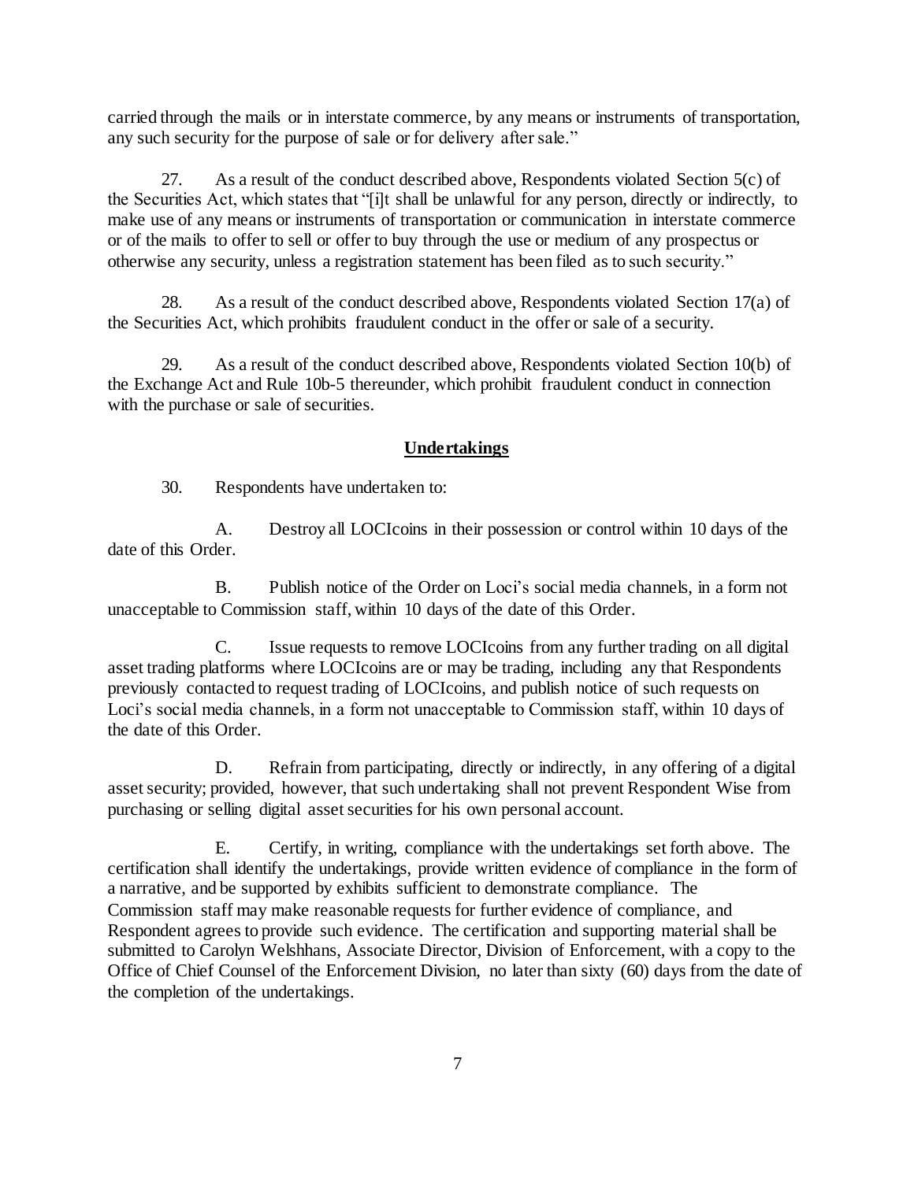carried through the mails or in interstate commerce, by any means or instruments of transportation, any such security for the purpose of sale or for delivery after sale."

27. As a result of the conduct described above, Respondents violated Section 5(c) of the Securities Act, which states that "[i]t shall be unlawful for any person, directly or indirectly, to make use of any means or instruments of transportation or communication in interstate commerce or of the mails to offer to sell or offer to buy through the use or medium of any prospectus or otherwise any security, unless a registration statement has been filed as to such security."

28. As a result of the conduct described above, Respondents violated Section 17(a) of the Securities Act, which prohibits fraudulent conduct in the offer or sale of a security.

29. As a result of the conduct described above, Respondents violated Section 10(b) of the Exchange Act and Rule 10b-5 thereunder, which prohibit fraudulent conduct in connection with the purchase or sale of securities.

## Undertakings

30. Respondents have undertaken to:

A. Destroy all LOCIcoins in their possession or control within 10 days of the date of this Order.

B. Publish notice of the Order on Loci's social media channels, in a form not unacceptable to Commission staff, within 10 days of the date of this Order.

C. Issue requests to remove LOCIcoins from any further trading on all digital asset trading platforms where LOCIcoins are or may be trading, including any that Respondents previously contacted to request trading of LOCIcoins, and publish notice of such requests on Loci's social media channels, in a form not unacceptable to Commission staff, within 10 days of the date of this Order.

D. Refrain from participating, directly or indirectly, in any offering of a digital asset security; provided, however, that such undertaking shall not prevent Respondent Wise from purchasing or selling digital asset securities for his own personal account.

E. Certify, in writing, compliance with the undertakings set forth above. The certification shall identify the undertakings, provide written evidence of compliance in the form of a narrative, and be supported by exhibits sufficient to demonstrate compliance. The Commission staff may make reasonable requests for further evidence of compliance, and Respondent agrees to provide such evidence. The certification and supporting material shall be submitted to Carolyn Welshhans, Associate Director, Division of Enforcement, with a copy to the Office of Chief Counsel of the Enforcement Division, no later than sixty (60) days from the date of the completion of the undertakings.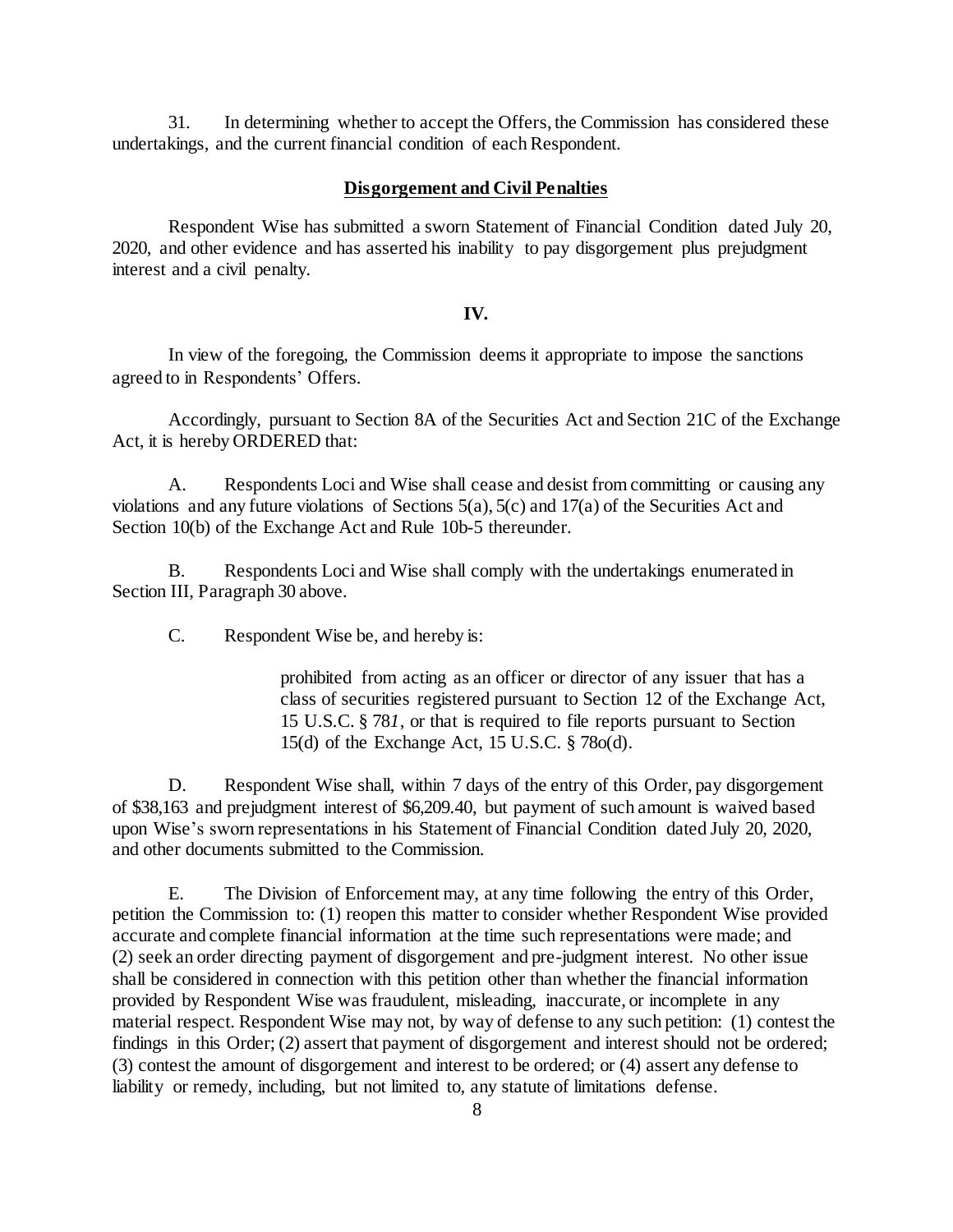31. In determining whether to accept the Offers, the Commission has considered these undertakings, and the current financial condition of each Respondent.

**Disgorgement and Civil Penalties**

Respondent Wise has submitted a sworn Statement of Financial Condition dated July 20, 2020, and other evidence and has asserted his inability to pay disgorgement plus prejudgment interest and a civil penalty.

**IV.**

In view of the foregoing, the Commission deems it appropriate to impose the sanctions agreed to in Respondents' Offers.

Accordingly, pursuant to Section 8A of the Securities Act and Section 21C of the Exchange Act, it is hereby ORDERED that:

A. Respondents Loci and Wise shall cease and desist from committing or causing any violations and any future violations of Sections 5(a), 5(c) and 17(a) of the Securities Act and Section 10(b) of the Exchange Act and Rule 10b-5 thereunder.

B. Respondents Loci and Wise shall comply with the undertakings enumerated in Section III, Paragraph 30 above.

C. Respondent Wise be, and hereby is:

> prohibited from acting as an officer or director of any issuer that has a class of securities registered pursuant to Section 12 of the Exchange Act, 15 U.S.C. § 78*l*, or that is required to file reports pursuant to Section 15(d) of the Exchange Act, 15 U.S.C. § 78o(d).

D. Respondent Wise shall, within 7 days of the entry of this Order, pay disgorgement of $38,163 and prejudgment interest of $6,209.40, but payment of such amount is waived based upon Wise's sworn representations in his Statement of Financial Condition dated July 20, 2020, and other documents submitted to the Commission.

E. The Division of Enforcement may, at any time following the entry of this Order, petition the Commission to: (1) reopen this matter to consider whether Respondent Wise provided accurate and complete financial information at the time such representations were made; and (2) seek an order directing payment of disgorgement and pre-judgment interest. No other issue shall be considered in connection with this petition other than whether the financial information provided by Respondent Wise was fraudulent, misleading, inaccurate, or incomplete in any material respect. Respondent Wise may not, by way of defense to any such petition: (1) contest the findings in this Order; (2) assert that payment of disgorgement and interest should not be ordered; (3) contest the amount of disgorgement and interest to be ordered; or (4) assert any defense to liability or remedy, including, but not limited to, any statute of limitations defense.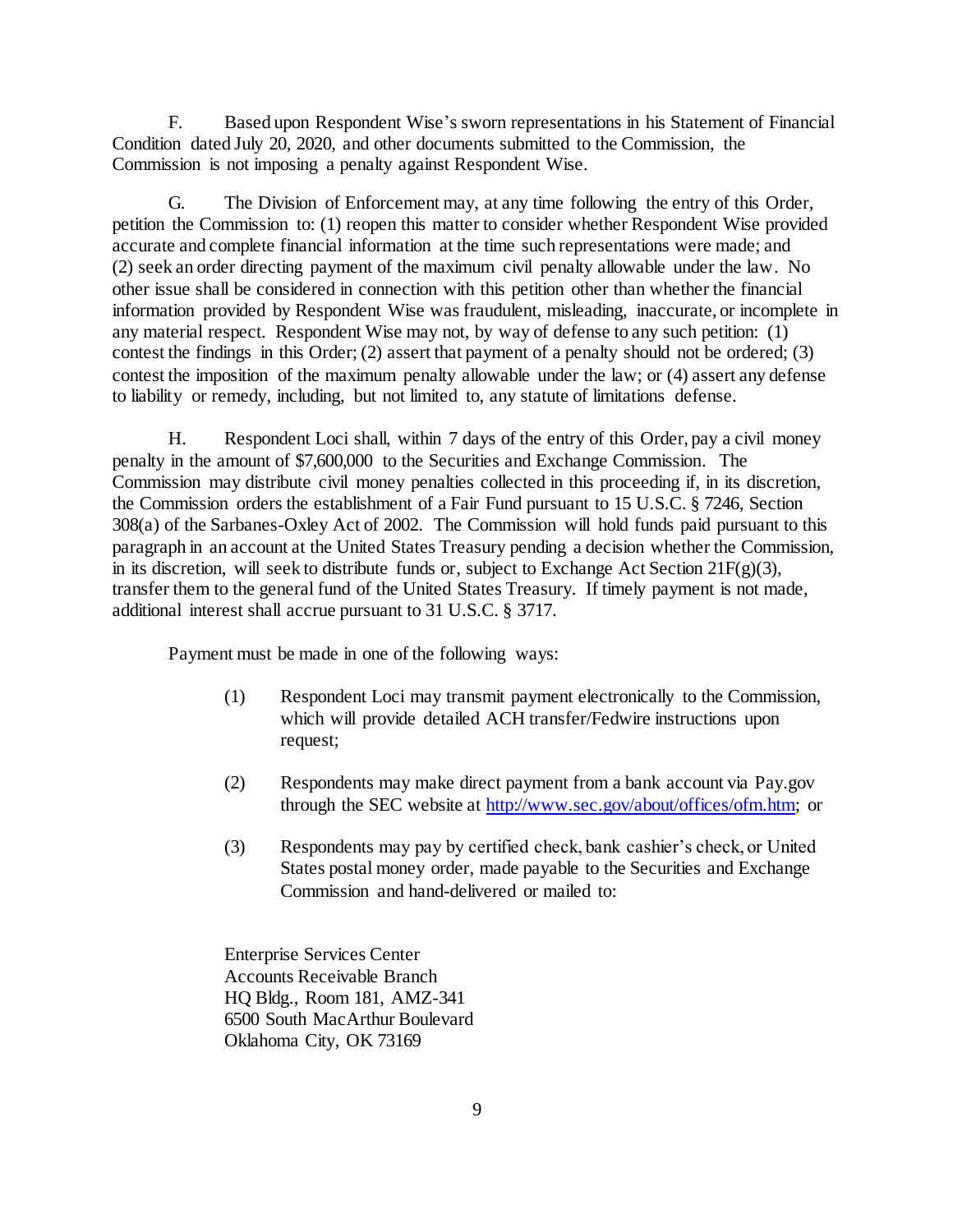F. Based upon Respondent Wise's sworn representations in his Statement of Financial Condition dated July 20, 2020, and other documents submitted to the Commission, the Commission is not imposing a penalty against Respondent Wise.

G. The Division of Enforcement may, at any time following the entry of this Order, petition the Commission to: (1) reopen this matter to consider whether Respondent Wise provided accurate and complete financial information at the time such representations were made; and (2) seek an order directing payment of the maximum civil penalty allowable under the law. No other issue shall be considered in connection with this petition other than whether the financial information provided by Respondent Wise was fraudulent, misleading, inaccurate, or incomplete in any material respect. Respondent Wise may not, by way of defense to any such petition: (1) contest the findings in this Order; (2) assert that payment of a penalty should not be ordered; (3) contest the imposition of the maximum penalty allowable under the law; or (4) assert any defense to liability or remedy, including, but not limited to, any statute of limitations defense.

H. Respondent Loci shall, within 7 days of the entry of this Order, pay a civil money penalty in the amount of $7,600,000 to the Securities and Exchange Commission. The Commission may distribute civil money penalties collected in this proceeding if, in its discretion, the Commission orders the establishment of a Fair Fund pursuant to 15 U.S.C. § 7246, Section 308(a) of the Sarbanes-Oxley Act of 2002. The Commission will hold funds paid pursuant to this paragraph in an account at the United States Treasury pending a decision whether the Commission, in its discretion, will seek to distribute funds or, subject to Exchange Act Section 21F(g)(3), transfer them to the general fund of the United States Treasury. If timely payment is not made, additional interest shall accrue pursuant to 31 U.S.C. § 3717.

Payment must be made in one of the following ways:

(1) Respondent Loci may transmit payment electronically to the Commission, which will provide detailed ACH transfer/Fedwire instructions upon request;

(2) Respondents may make direct payment from a bank account via Pay.gov through the SEC website at http://www.sec.gov/about/offices/ofm.htm; or

(3) Respondents may pay by certified check, bank cashier's check, or United States postal money order, made payable to the Securities and Exchange Commission and hand-delivered or mailed to:

Enterprise Services Center
Accounts Receivable Branch
HQ Bldg., Room 181, AMZ-341
6500 South MacArthur Boulevard
Oklahoma City, OK 73169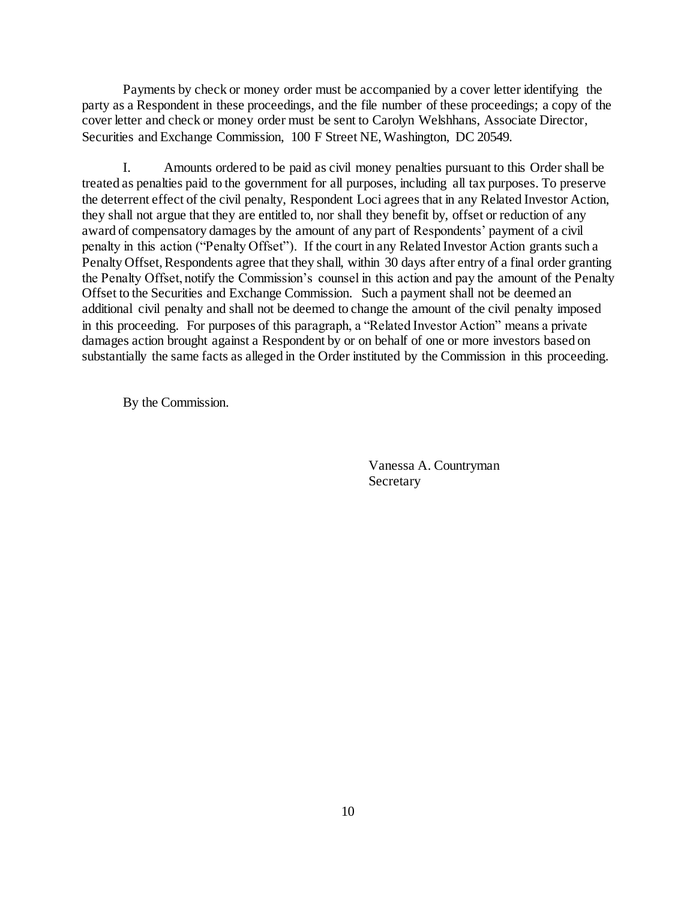Payments by check or money order must be accompanied by a cover letter identifying the party as a Respondent in these proceedings, and the file number of these proceedings; a copy of the cover letter and check or money order must be sent to Carolyn Welshhans, Associate Director, Securities and Exchange Commission, 100 F Street NE, Washington, DC 20549.

I. Amounts ordered to be paid as civil money penalties pursuant to this Order shall be treated as penalties paid to the government for all purposes, including all tax purposes. To preserve the deterrent effect of the civil penalty, Respondent Loci agrees that in any Related Investor Action, they shall not argue that they are entitled to, nor shall they benefit by, offset or reduction of any award of compensatory damages by the amount of any part of Respondents' payment of a civil penalty in this action ("Penalty Offset"). If the court in any Related Investor Action grants such a Penalty Offset, Respondents agree that they shall, within 30 days after entry of a final order granting the Penalty Offset, notify the Commission's counsel in this action and pay the amount of the Penalty Offset to the Securities and Exchange Commission. Such a payment shall not be deemed an additional civil penalty and shall not be deemed to change the amount of the civil penalty imposed in this proceeding. For purposes of this paragraph, a "Related Investor Action" means a private damages action brought against a Respondent by or on behalf of one or more investors based on substantially the same facts as alleged in the Order instituted by the Commission in this proceeding.

By the Commission.

Vanessa A. Countryman
Secretary